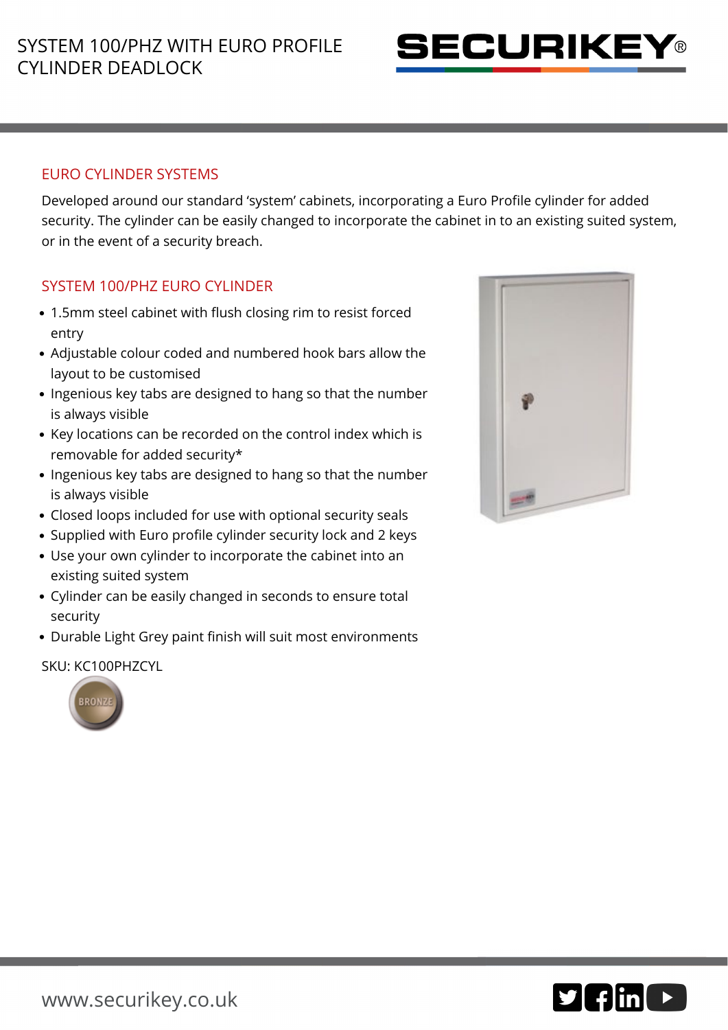# SYSTEM 100/PHZ WITH EURO PROFILE CYLINDER DEADLOCK

SECURIKEY®

## EURO CYLINDER SYSTEMS

Developed around our standard 'system' cabinets, incorporating a Euro Profile cylinder for added security. The cylinder can be easily changed to incorporate the cabinet in to an existing suited system, or in the event of a security breach.

## SYSTEM 100/PHZ EURO CYLINDER

- 1.5mm steel cabinet with flush closing rim to resist forced entry
- Adjustable colour coded and numbered hook bars allow the layout to be customised
- Ingenious key tabs are designed to hang so that the number is always visible
- Key locations can be recorded on the control index which is removable for added security*
- Ingenious key tabs are designed to hang so that the number is always visible
- Closed loops included for use with optional security seals
- Supplied with Euro profile cylinder security lock and 2 keys
- Use your own cylinder to incorporate the cabinet into an existing suited system
- Cylinder can be easily changed in seconds to ensure total security
- Durable Light Grey paint finish will suit most environments

SKU: KC100PHZCYL

BRONZE

www.securikey.co.uk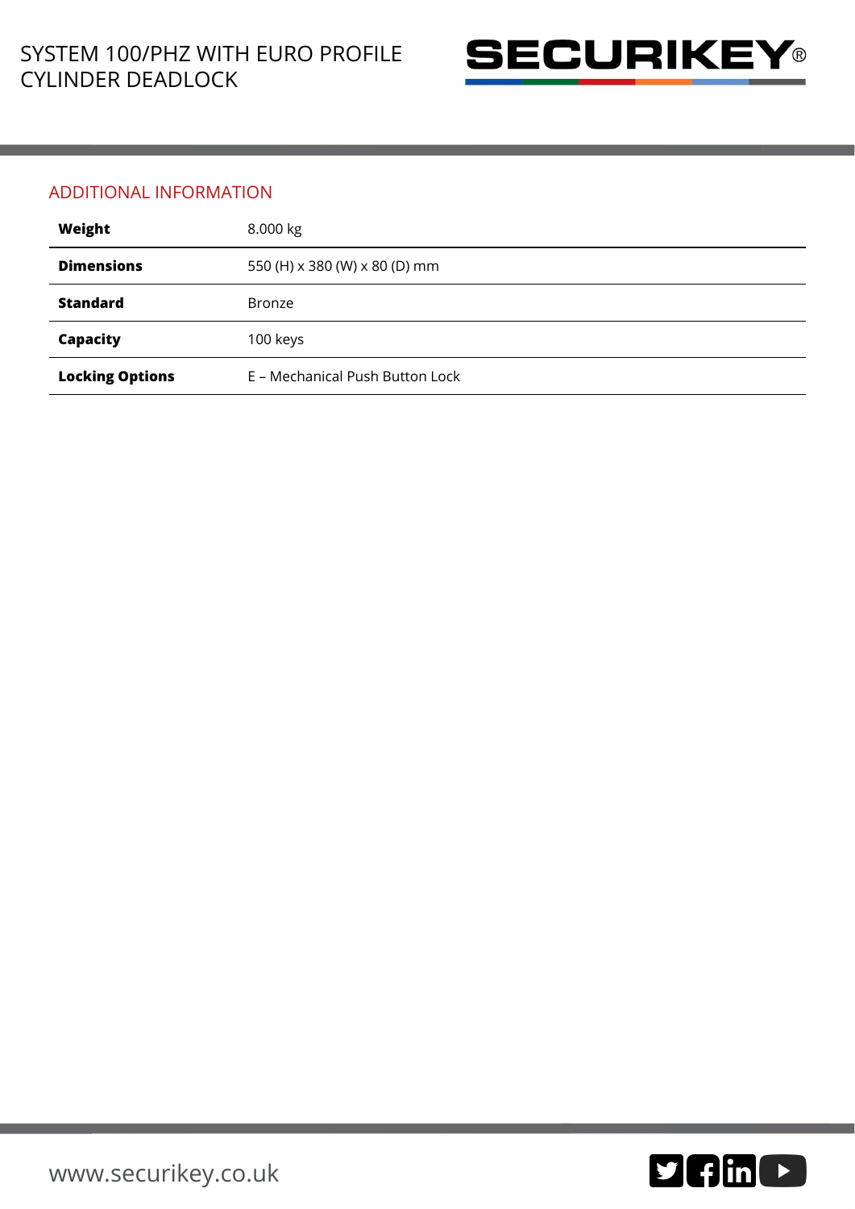## ADDITIONAL INFORMATION

| | |
|---|---|
| **Weight** | 8.000 kg |
| **Dimensions** | 550 (H) x 380 (W) x 80 (D) mm |
| **Standard** | Bronze |
| **Capacity** | 100 keys |
| **Locking Options** | E – Mechanical Push Button Lock |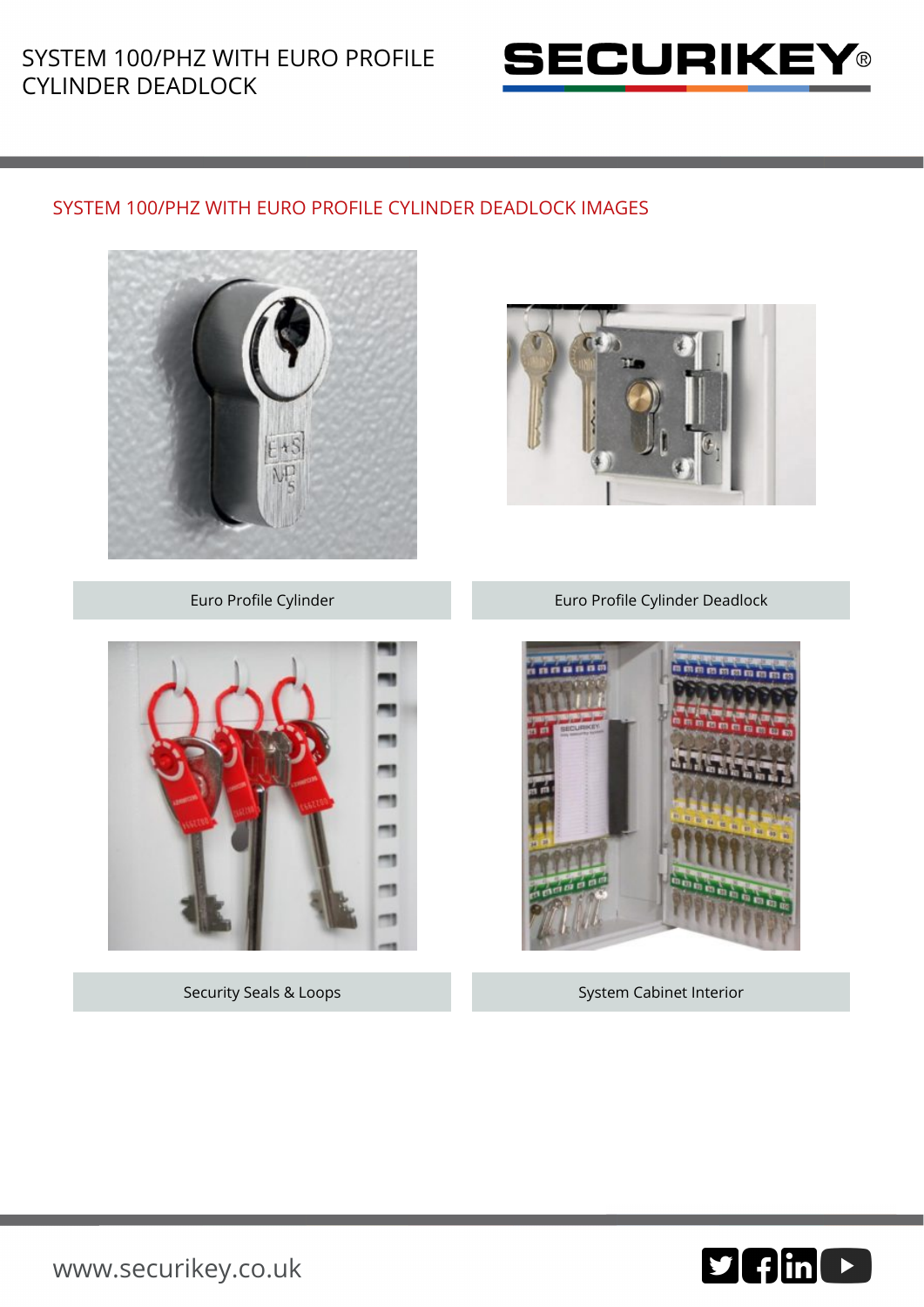## SYSTEM 100/PHZ WITH EURO PROFILE CYLINDER DEADLOCK IMAGES

Euro Profile Cylinder

Euro Profile Cylinder Deadlock

Security Seals & Loops

System Cabinet Interior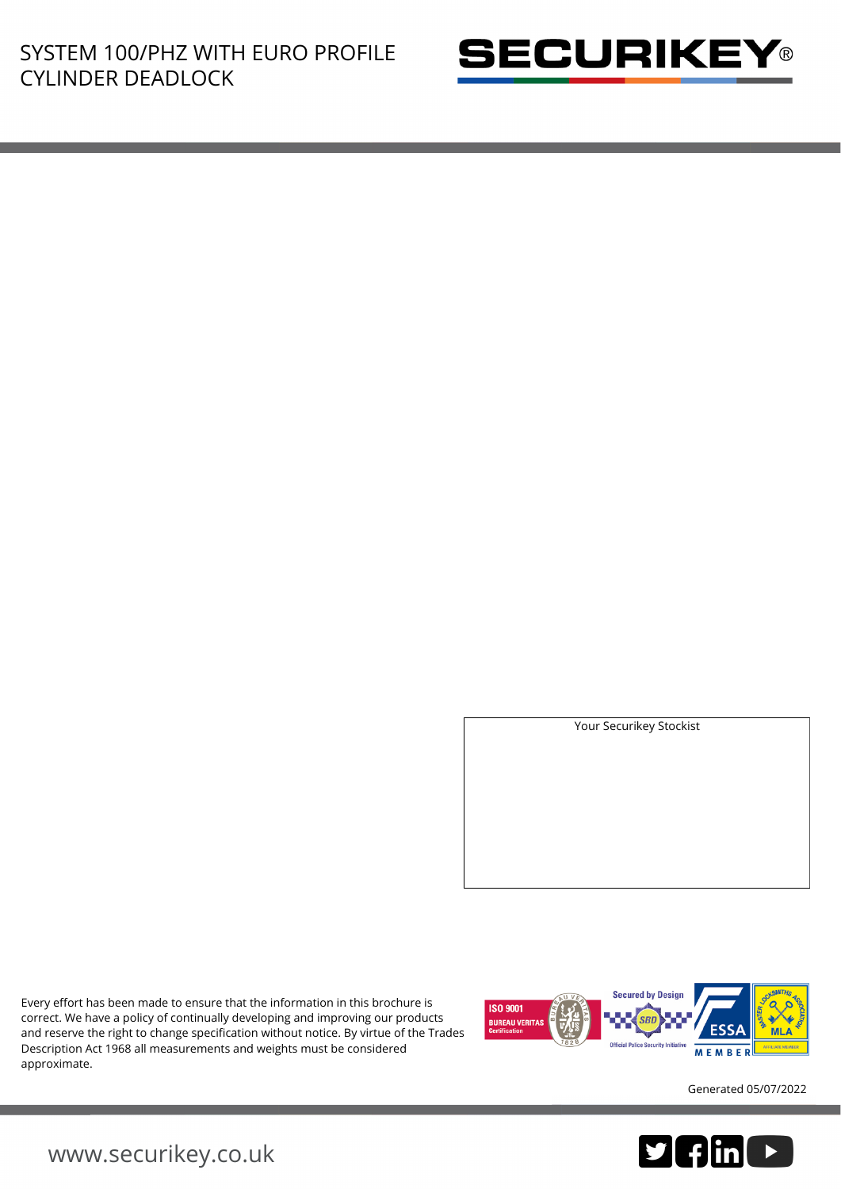# SYSTEM 100/PHZ WITH EURO PROFILE CYLINDER DEADLOCK

Your Securikey Stockist

Every effort has been made to ensure that the information in this brochure is correct. We have a policy of continually developing and improving our products and reserve the right to change specification without notice. By virtue of the Trades Description Act 1968 all measurements and weights must be considered approximate.

Generated 05/07/2022

www.securikey.co.uk